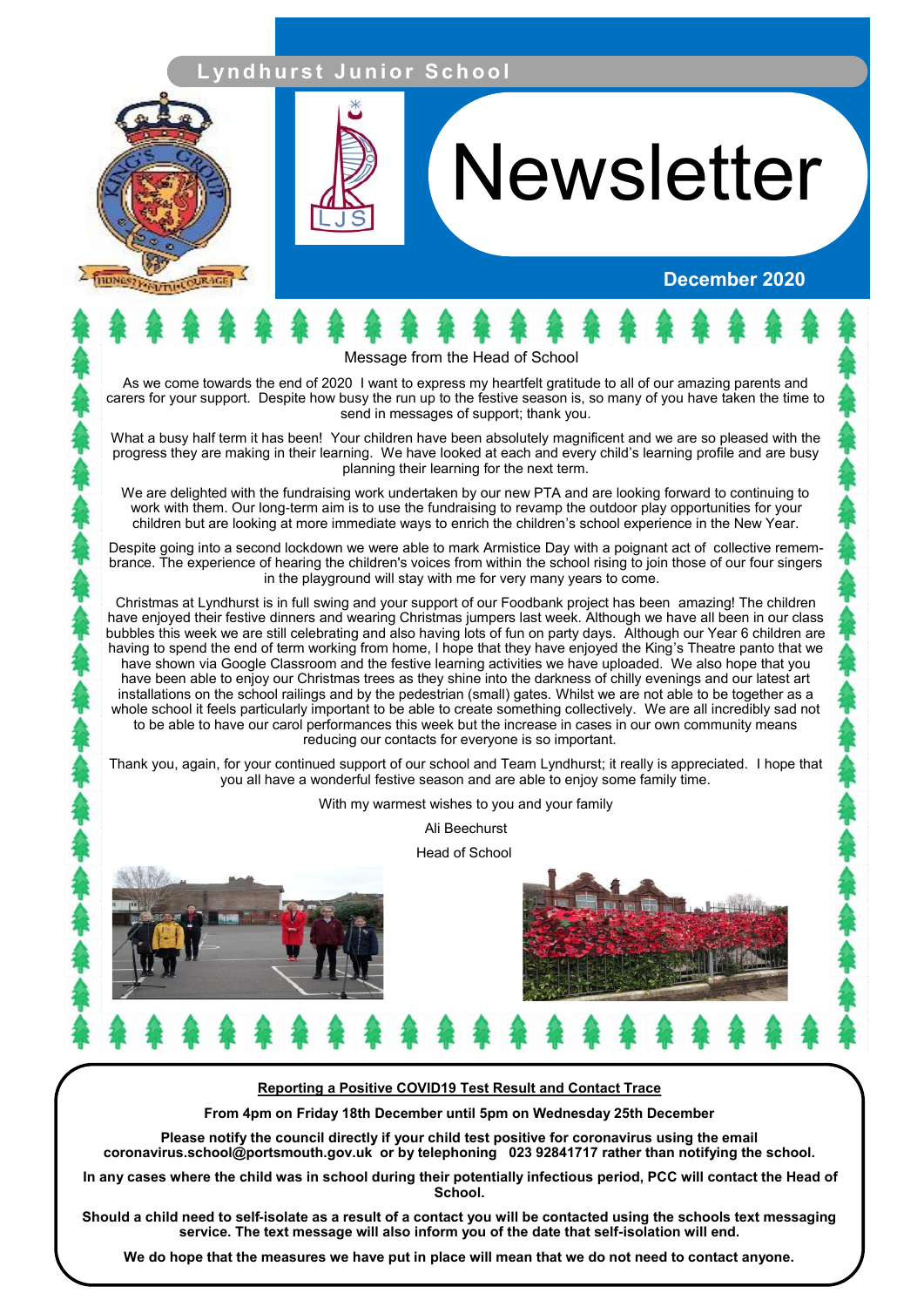# Lyndhurst Junior School

# Newsletter

**December 2020**

## Message from the Head of School

As we come towards the end of 2020 I want to express my heartfelt gratitude to all of our amazing parents and carers for your support. Despite how busy the run up to the festive season is, so many of you have taken the time to send in messages of support; thank you.

What a busy half term it has been! Your children have been absolutely magnificent and we are so pleased with the progress they are making in their learning. We have looked at each and every child's learning profile and are busy planning their learning for the next term.

We are delighted with the fundraising work undertaken by our new PTA and are looking forward to continuing to work with them. Our long-term aim is to use the fundraising to revamp the outdoor play opportunities for your children but are looking at more immediate ways to enrich the children's school experience in the New Year.

Despite going into a second lockdown we were able to mark Armistice Day with a poignant act of collective remembrance. The experience of hearing the children's voices from within the school rising to join those of our four singers in the playground will stay with me for very many years to come.

Christmas at Lyndhurst is in full swing and your support of our Foodbank project has been amazing! The children have enjoyed their festive dinners and wearing Christmas jumpers last week. Although we have all been in our class bubbles this week we are still celebrating and also having lots of fun on party days. Although our Year 6 children are having to spend the end of term working from home, I hope that they have enjoyed the King's Theatre panto that we have shown via Google Classroom and the festive learning activities we have uploaded. We also hope that you have been able to enjoy our Christmas trees as they shine into the darkness of chilly evenings and our latest art installations on the school railings and by the pedestrian (small) gates. Whilst we are not able to be together as a whole school it feels particularly important to be able to create something collectively. We are all incredibly sad not to be able to have our carol performances this week but the increase in cases in our own community means reducing our contacts for everyone is so important.

Thank you, again, for your continued support of our school and Team Lyndhurst; it really is appreciated. I hope that you all have a wonderful festive season and are able to enjoy some family time.

With my warmest wishes to you and your family

Ali Beechurst

Head of School

---

**Reporting a Positive COVID19 Test Result and Contact Trace**

**From 4pm on Friday 18th December until 5pm on Wednesday 25th December**

**Please notify the council directly if your child test positive for coronavirus using the email coronavirus.school@portsmouth.gov.uk or by telephoning 023 92841717 rather than notifying the school.**

**In any cases where the child was in school during their potentially infectious period, PCC will contact the Head of School.**

**Should a child need to self-isolate as a result of a contact you will be contacted using the schools text messaging service. The text message will also inform you of the date that self-isolation will end.**

**We do hope that the measures we have put in place will mean that we do not need to contact anyone.**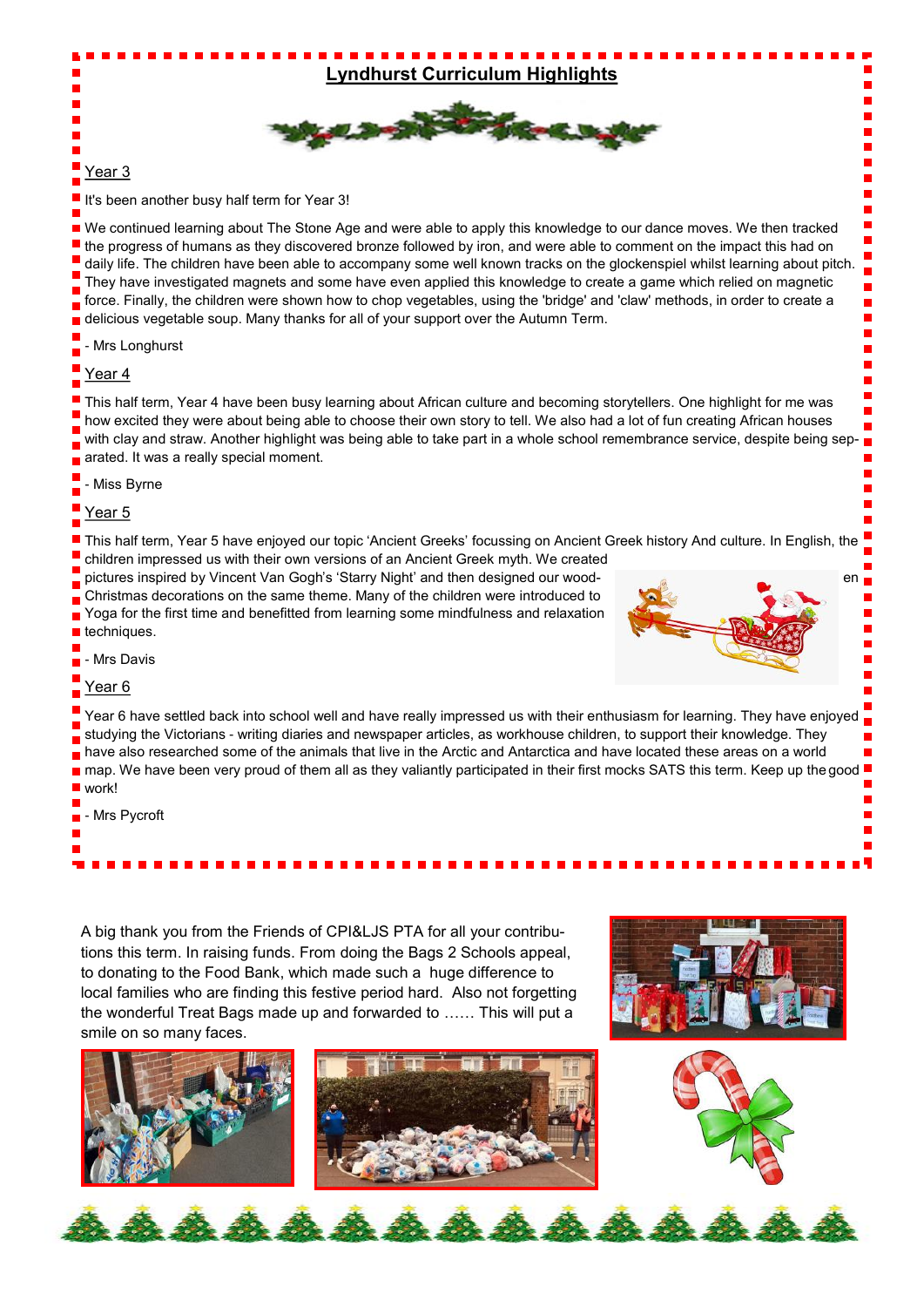# Lyndhurst Curriculum Highlights

## Year 3

It's been another busy half term for Year 3!

We continued learning about The Stone Age and were able to apply this knowledge to our dance moves. We then tracked the progress of humans as they discovered bronze followed by iron, and were able to comment on the impact this had on daily life. The children have been able to accompany some well known tracks on the glockenspiel whilst learning about pitch. They have investigated magnets and some have even applied this knowledge to create a game which relied on magnetic force. Finally, the children were shown how to chop vegetables, using the 'bridge' and 'claw' methods, in order to create a delicious vegetable soup. Many thanks for all of your support over the Autumn Term.

- Mrs Longhurst

## Year 4

This half term, Year 4 have been busy learning about African culture and becoming storytellers. One highlight for me was how excited they were about being able to choose their own story to tell. We also had a lot of fun creating African houses with clay and straw. Another highlight was being able to take part in a whole school remembrance service, despite being separated. It was a really special moment.

- Miss Byrne

## Year 5

This half term, Year 5 have enjoyed our topic 'Ancient Greeks' focussing on Ancient Greek history And culture. In English, the children impressed us with their own versions of an Ancient Greek myth. We created pictures inspired by Vincent Van Gogh's 'Starry Night' and then designed our wooden Christmas decorations on the same theme. Many of the children were introduced to Yoga for the first time and benefitted from learning some mindfulness and relaxation techniques.

- Mrs Davis

## Year 6

Year 6 have settled back into school well and have really impressed us with their enthusiasm for learning. They have enjoyed studying the Victorians - writing diaries and newspaper articles, as workhouse children, to support their knowledge. They have also researched some of the animals that live in the Arctic and Antarctica and have located these areas on a world map. We have been very proud of them all as they valiantly participated in their first mocks SATS this term. Keep up the good work!

- Mrs Pycroft

A big thank you from the Friends of CPI&LJS PTA for all your contributions this term. In raising funds. From doing the Bags 2 Schools appeal, to donating to the Food Bank, which made such a huge difference to local families who are finding this festive period hard. Also not forgetting the wonderful Treat Bags made up and forwarded to …… This will put a smile on so many faces.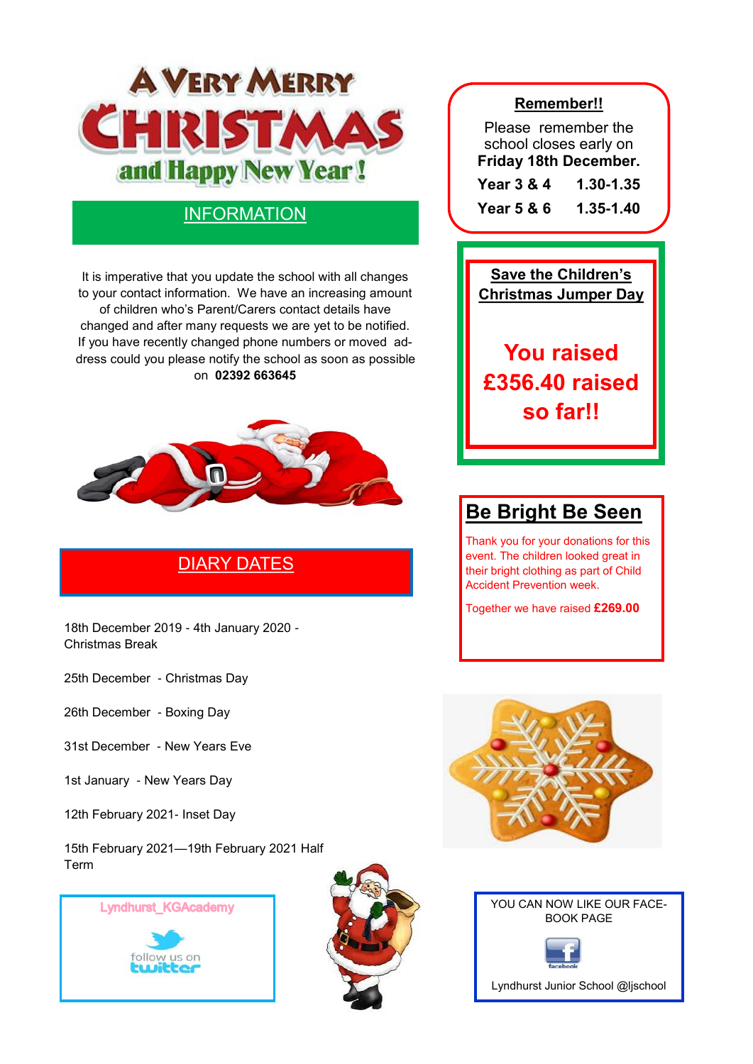# A Very Merry Christmas and Happy New Year!

## INFORMATION

It is imperative that you update the school with all changes to your contact information. We have an increasing amount of children who's Parent/Carers contact details have changed and after many requests we are yet to be notified. If you have recently changed phone numbers or moved address could you please notify the school as soon as possible on **02392 663645**

## DIARY DATES

18th December 2019 - 4th January 2020 - Christmas Break

25th December - Christmas Day

26th December - Boxing Day

31st December - New Years Eve

1st January - New Years Day

12th February 2021- Inset Day

15th February 2021—19th February 2021 Half Term

Lyndhurst_KGAcademy

follow us on twitter

## Remember!!

Please remember the school closes early on **Friday 18th December.**

| | |
|---|---|
| **Year 3 & 4** | **1.30-1.35** |
| **Year 5 & 6** | **1.35-1.40** |

## Save the Children's Christmas Jumper Day

**You raised £356.40 raised so far!!**

## Be Bright Be Seen

Thank you for your donations for this event. The children looked great in their bright clothing as part of Child Accident Prevention week.

Together we have raised **£269.00**

YOU CAN NOW LIKE OUR FACEBOOK PAGE

facebook

Lyndhurst Junior School @ljschool